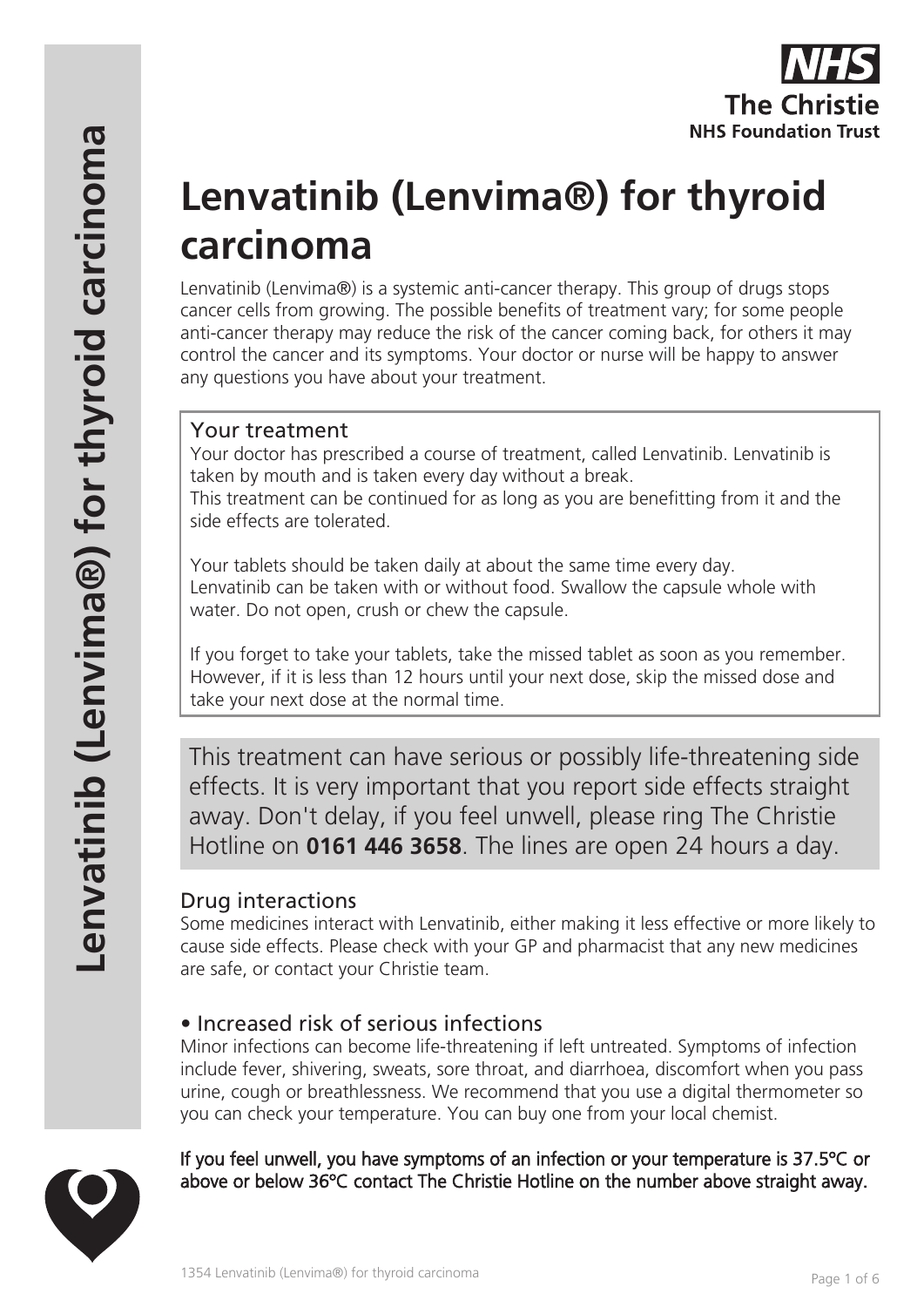The Christie NHS Foundation Trust

# Lenvatinib (Lenvima®) for thyroid carcinoma

Lenvatinib (Lenvima®) is a systemic anti-cancer therapy. This group of drugs stops cancer cells from growing. The possible benefits of treatment vary; for some people anti-cancer therapy may reduce the risk of the cancer coming back, for others it may control the cancer and its symptoms. Your doctor or nurse will be happy to answer any questions you have about your treatment.

## Your treatment

Your doctor has prescribed a course of treatment, called Lenvatinib. Lenvatinib is taken by mouth and is taken every day without a break.
This treatment can be continued for as long as you are benefitting from it and the side effects are tolerated.

Your tablets should be taken daily at about the same time every day.
Lenvatinib can be taken with or without food. Swallow the capsule whole with water. Do not open, crush or chew the capsule.

If you forget to take your tablets, take the missed tablet as soon as you remember. However, if it is less than 12 hours until your next dose, skip the missed dose and take your next dose at the normal time.

This treatment can have serious or possibly life-threatening side effects. It is very important that you report side effects straight away. Don't delay, if you feel unwell, please ring The Christie Hotline on **0161 446 3658**. The lines are open 24 hours a day.

## Drug interactions

Some medicines interact with Lenvatinib, either making it less effective or more likely to cause side effects. Please check with your GP and pharmacist that any new medicines are safe, or contact your Christie team.

## • Increased risk of serious infections

Minor infections can become life-threatening if left untreated. Symptoms of infection include fever, shivering, sweats, sore throat, and diarrhoea, discomfort when you pass urine, cough or breathlessness. We recommend that you use a digital thermometer so you can check your temperature. You can buy one from your local chemist.

If you feel unwell, you have symptoms of an infection or your temperature is 37.5°C or above or below 36°C contact The Christie Hotline on the number above straight away.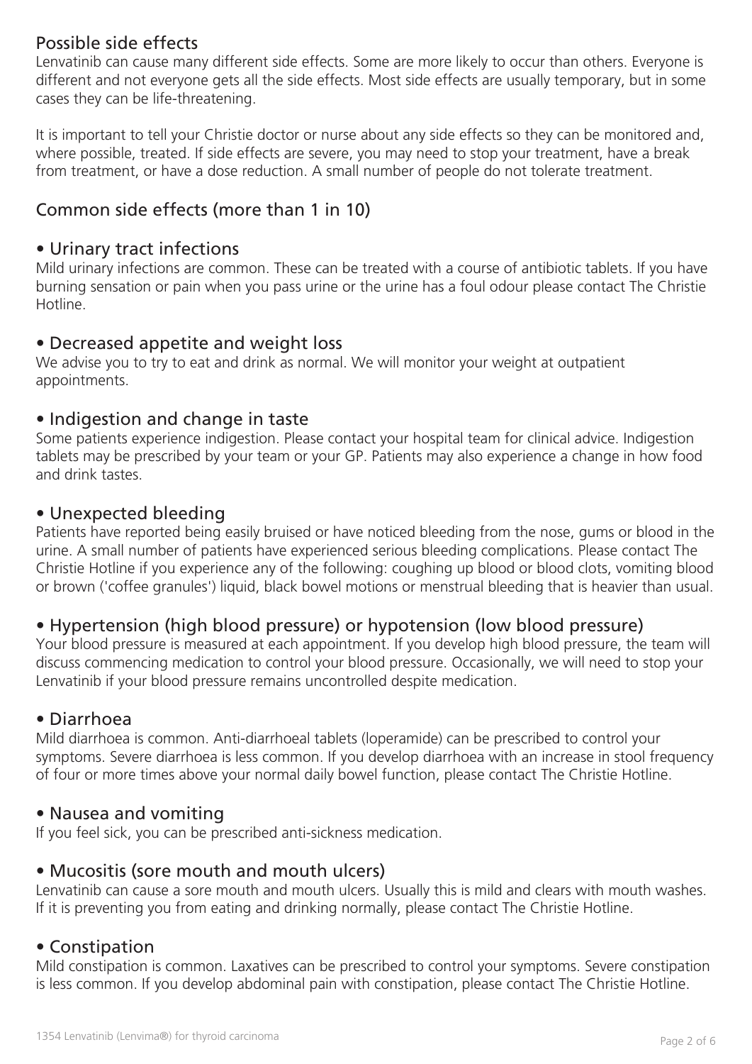## Possible side effects

Lenvatinib can cause many different side effects. Some are more likely to occur than others. Everyone is different and not everyone gets all the side effects. Most side effects are usually temporary, but in some cases they can be life-threatening.

It is important to tell your Christie doctor or nurse about any side effects so they can be monitored and, where possible, treated. If side effects are severe, you may need to stop your treatment, have a break from treatment, or have a dose reduction. A small number of people do not tolerate treatment.

## Common side effects (more than 1 in 10)

### • Urinary tract infections

Mild urinary infections are common. These can be treated with a course of antibiotic tablets. If you have burning sensation or pain when you pass urine or the urine has a foul odour please contact The Christie Hotline.

### • Decreased appetite and weight loss

We advise you to try to eat and drink as normal. We will monitor your weight at outpatient appointments.

### • Indigestion and change in taste

Some patients experience indigestion. Please contact your hospital team for clinical advice. Indigestion tablets may be prescribed by your team or your GP. Patients may also experience a change in how food and drink tastes.

### • Unexpected bleeding

Patients have reported being easily bruised or have noticed bleeding from the nose, gums or blood in the urine. A small number of patients have experienced serious bleeding complications. Please contact The Christie Hotline if you experience any of the following: coughing up blood or blood clots, vomiting blood or brown ('coffee granules') liquid, black bowel motions or menstrual bleeding that is heavier than usual.

### • Hypertension (high blood pressure) or hypotension (low blood pressure)

Your blood pressure is measured at each appointment. If you develop high blood pressure, the team will discuss commencing medication to control your blood pressure. Occasionally, we will need to stop your Lenvatinib if your blood pressure remains uncontrolled despite medication.

### • Diarrhoea

Mild diarrhoea is common. Anti-diarrhoeal tablets (loperamide) can be prescribed to control your symptoms. Severe diarrhoea is less common. If you develop diarrhoea with an increase in stool frequency of four or more times above your normal daily bowel function, please contact The Christie Hotline.

### • Nausea and vomiting

If you feel sick, you can be prescribed anti-sickness medication.

### • Mucositis (sore mouth and mouth ulcers)

Lenvatinib can cause a sore mouth and mouth ulcers. Usually this is mild and clears with mouth washes. If it is preventing you from eating and drinking normally, please contact The Christie Hotline.

### • Constipation

Mild constipation is common. Laxatives can be prescribed to control your symptoms. Severe constipation is less common. If you develop abdominal pain with constipation, please contact The Christie Hotline.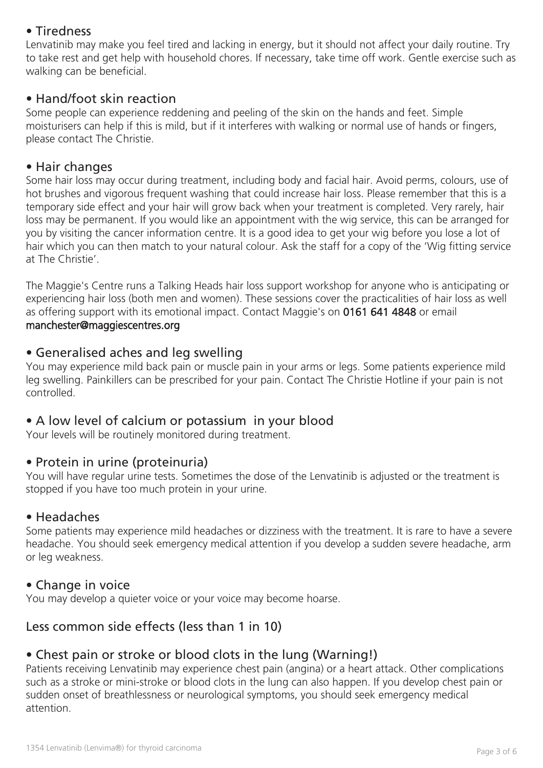## • Tiredness

Lenvatinib may make you feel tired and lacking in energy, but it should not affect your daily routine. Try to take rest and get help with household chores. If necessary, take time off work. Gentle exercise such as walking can be beneficial.

## • Hand/foot skin reaction

Some people can experience reddening and peeling of the skin on the hands and feet. Simple moisturisers can help if this is mild, but if it interferes with walking or normal use of hands or fingers, please contact The Christie.

## • Hair changes

Some hair loss may occur during treatment, including body and facial hair. Avoid perms, colours, use of hot brushes and vigorous frequent washing that could increase hair loss. Please remember that this is a temporary side effect and your hair will grow back when your treatment is completed. Very rarely, hair loss may be permanent. If you would like an appointment with the wig service, this can be arranged for you by visiting the cancer information centre. It is a good idea to get your wig before you lose a lot of hair which you can then match to your natural colour. Ask the staff for a copy of the 'Wig fitting service at The Christie'.

The Maggie's Centre runs a Talking Heads hair loss support workshop for anyone who is anticipating or experiencing hair loss (both men and women). These sessions cover the practicalities of hair loss as well as offering support with its emotional impact. Contact Maggie's on **0161 641 4848** or email **manchester@maggiescentres.org**

## • Generalised aches and leg swelling

You may experience mild back pain or muscle pain in your arms or legs. Some patients experience mild leg swelling. Painkillers can be prescribed for your pain. Contact The Christie Hotline if your pain is not controlled.

## • A low level of calcium or potassium in your blood

Your levels will be routinely monitored during treatment.

## • Protein in urine (proteinuria)

You will have regular urine tests. Sometimes the dose of the Lenvatinib is adjusted or the treatment is stopped if you have too much protein in your urine.

## • Headaches

Some patients may experience mild headaches or dizziness with the treatment. It is rare to have a severe headache. You should seek emergency medical attention if you develop a sudden severe headache, arm or leg weakness.

## • Change in voice

You may develop a quieter voice or your voice may become hoarse.

## Less common side effects (less than 1 in 10)

## • Chest pain or stroke or blood clots in the lung (Warning!)

Patients receiving Lenvatinib may experience chest pain (angina) or a heart attack. Other complications such as a stroke or mini-stroke or blood clots in the lung can also happen. If you develop chest pain or sudden onset of breathlessness or neurological symptoms, you should seek emergency medical attention.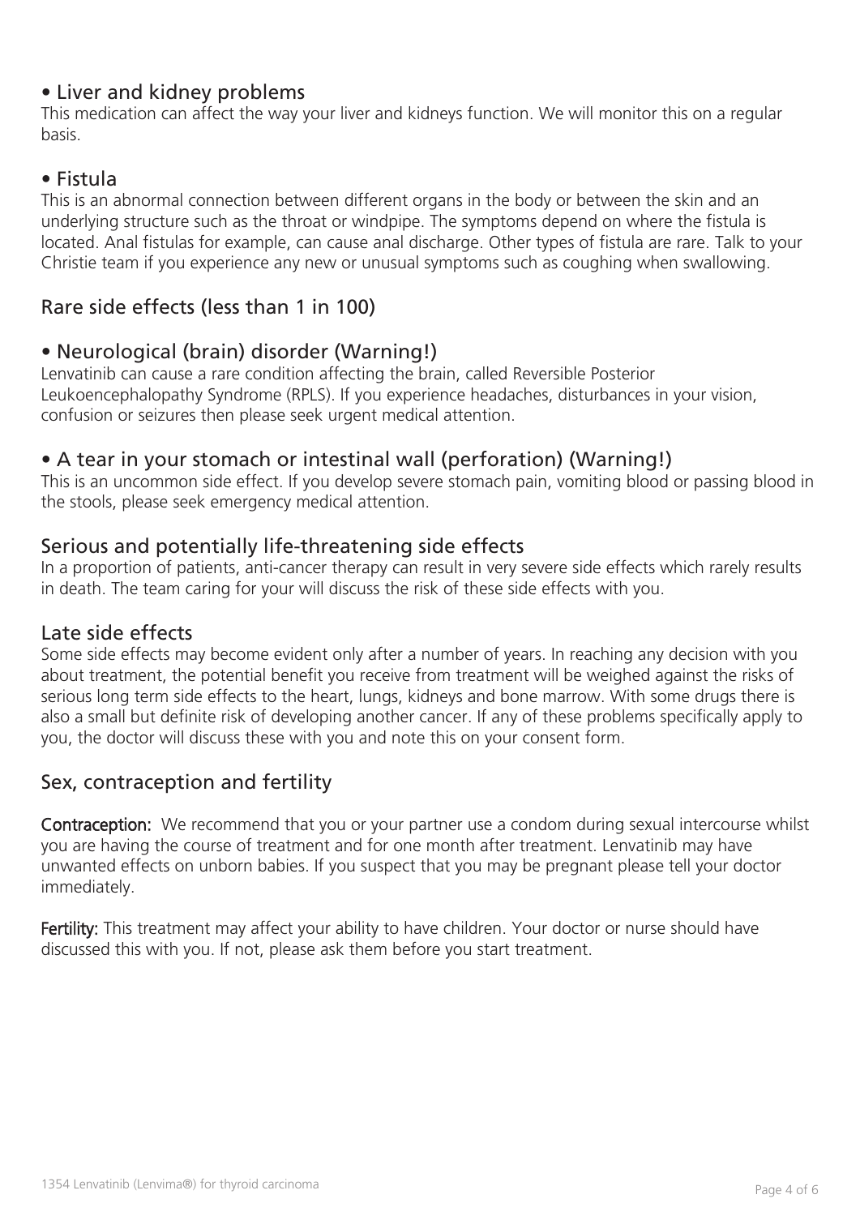### • Liver and kidney problems

This medication can affect the way your liver and kidneys function. We will monitor this on a regular basis.

### • Fistula

This is an abnormal connection between different organs in the body or between the skin and an underlying structure such as the throat or windpipe. The symptoms depend on where the fistula is located. Anal fistulas for example, can cause anal discharge. Other types of fistula are rare. Talk to your Christie team if you experience any new or unusual symptoms such as coughing when swallowing.

## Rare side effects (less than 1 in 100)

### • Neurological (brain) disorder (Warning!)

Lenvatinib can cause a rare condition affecting the brain, called Reversible Posterior Leukoencephalopathy Syndrome (RPLS). If you experience headaches, disturbances in your vision, confusion or seizures then please seek urgent medical attention.

### • A tear in your stomach or intestinal wall (perforation) (Warning!)

This is an uncommon side effect. If you develop severe stomach pain, vomiting blood or passing blood in the stools, please seek emergency medical attention.

## Serious and potentially life-threatening side effects

In a proportion of patients, anti-cancer therapy can result in very severe side effects which rarely results in death. The team caring for your will discuss the risk of these side effects with you.

## Late side effects

Some side effects may become evident only after a number of years. In reaching any decision with you about treatment, the potential benefit you receive from treatment will be weighed against the risks of serious long term side effects to the heart, lungs, kidneys and bone marrow. With some drugs there is also a small but definite risk of developing another cancer. If any of these problems specifically apply to you, the doctor will discuss these with you and note this on your consent form.

## Sex, contraception and fertility

**Contraception:** We recommend that you or your partner use a condom during sexual intercourse whilst you are having the course of treatment and for one month after treatment. Lenvatinib may have unwanted effects on unborn babies. If you suspect that you may be pregnant please tell your doctor immediately.

**Fertility:** This treatment may affect your ability to have children. Your doctor or nurse should have discussed this with you. If not, please ask them before you start treatment.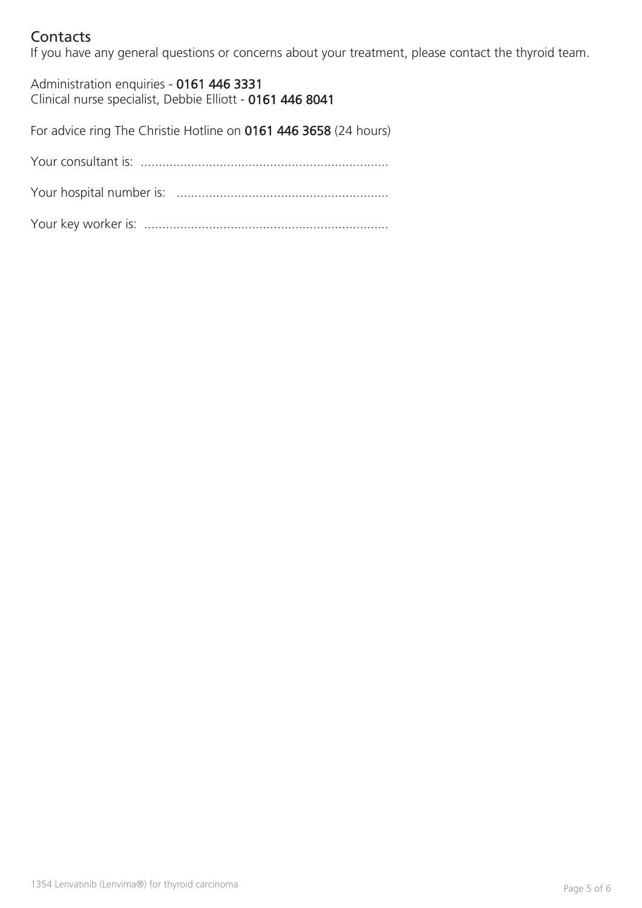## Contacts

If you have any general questions or concerns about your treatment, please contact the thyroid team.

Administration enquiries - **0161 446 3331**
Clinical nurse specialist, Debbie Elliott - **0161 446 8041**

For advice ring The Christie Hotline on **0161 446 3658** (24 hours)

Your consultant is: ....................................................................

Your hospital number is: ..........................................................

Your key worker is: ...................................................................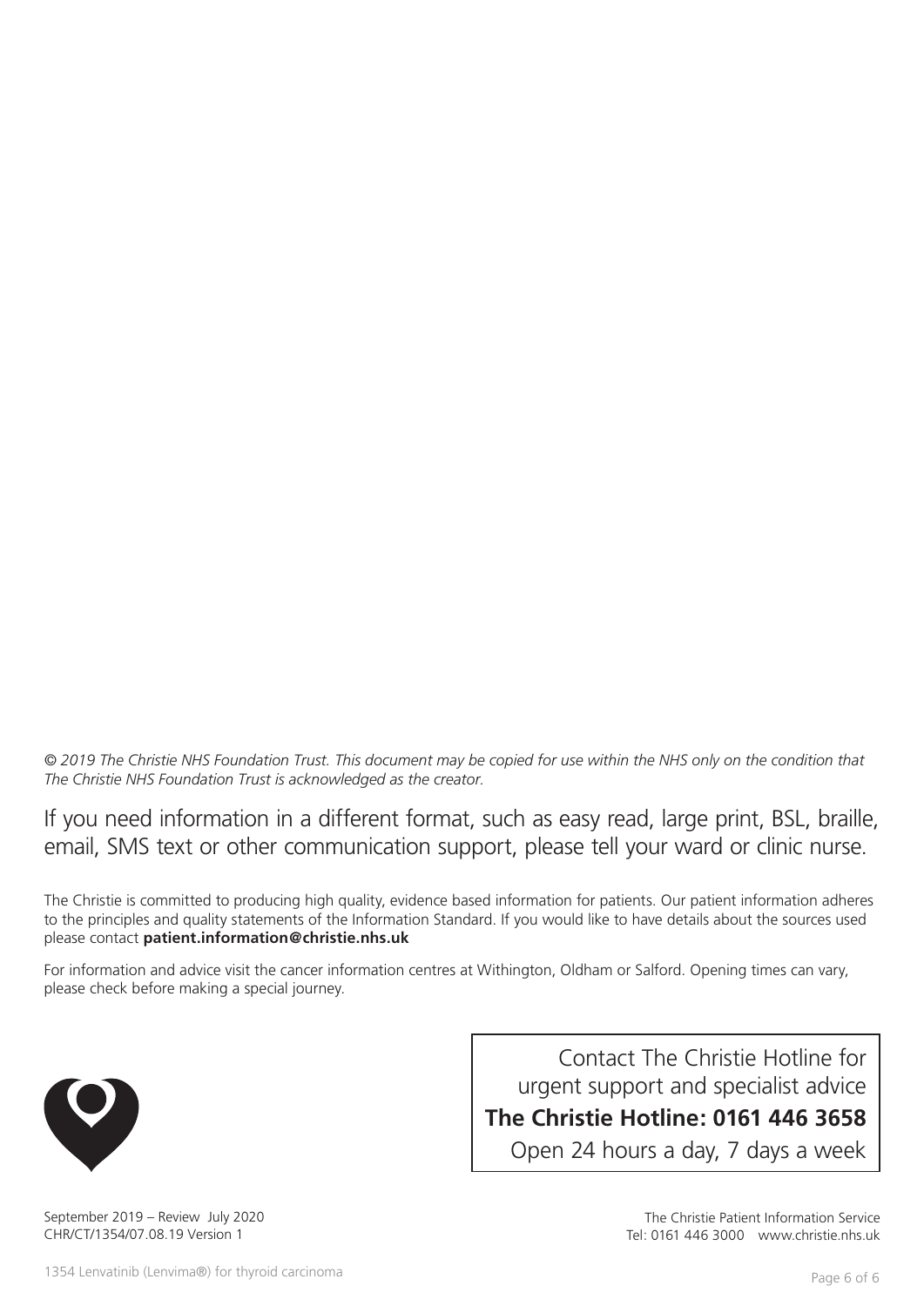*© 2019 The Christie NHS Foundation Trust. This document may be copied for use within the NHS only on the condition that The Christie NHS Foundation Trust is acknowledged as the creator.*

If you need information in a different format, such as easy read, large print, BSL, braille, email, SMS text or other communication support, please tell your ward or clinic nurse.

The Christie is committed to producing high quality, evidence based information for patients. Our patient information adheres to the principles and quality statements of the Information Standard. If you would like to have details about the sources used please contact **patient.information@christie.nhs.uk**

For information and advice visit the cancer information centres at Withington, Oldham or Salford. Opening times can vary, please check before making a special journey.

Contact The Christie Hotline for urgent support and specialist advice

**The Christie Hotline: 0161 446 3658**

Open 24 hours a day, 7 days a week

September 2019 – Review July 2020
CHR/CT/1354/07.08.19 Version 1

The Christie Patient Information Service
Tel: 0161 446 3000 www.christie.nhs.uk